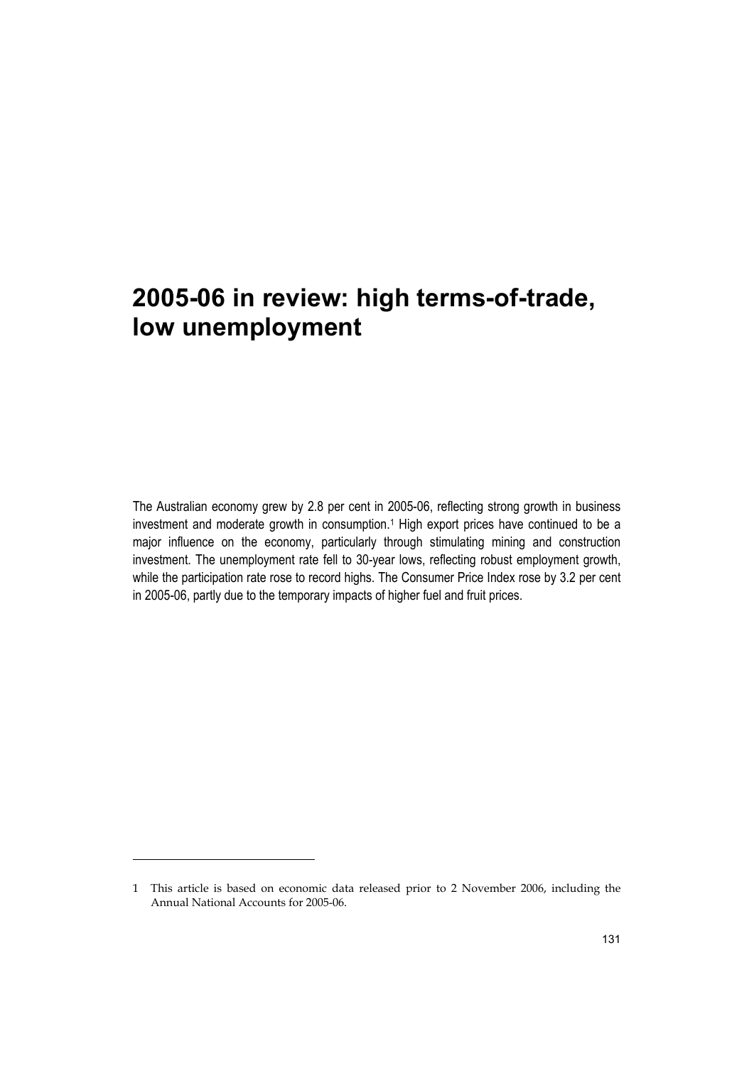# 2005-06 in review: high terms-of-trade, low unemployment

The Australian economy grew by 2.8 per cent in 2005-06, reflecting strong growth in business investment and moderate growth in consumption.[1] High export prices have continued to be a major influence on the economy, particularly through stimulating mining and construction investment. The unemployment rate fell to 30-year lows, reflecting robust employment growth, while the participation rate rose to record highs. The Consumer Price Index rose by 3.2 per cent in 2005-06, partly due to the temporary impacts of higher fuel and fruit prices.

---

1 This article is based on economic data released prior to 2 November 2006, including the Annual National Accounts for 2005-06.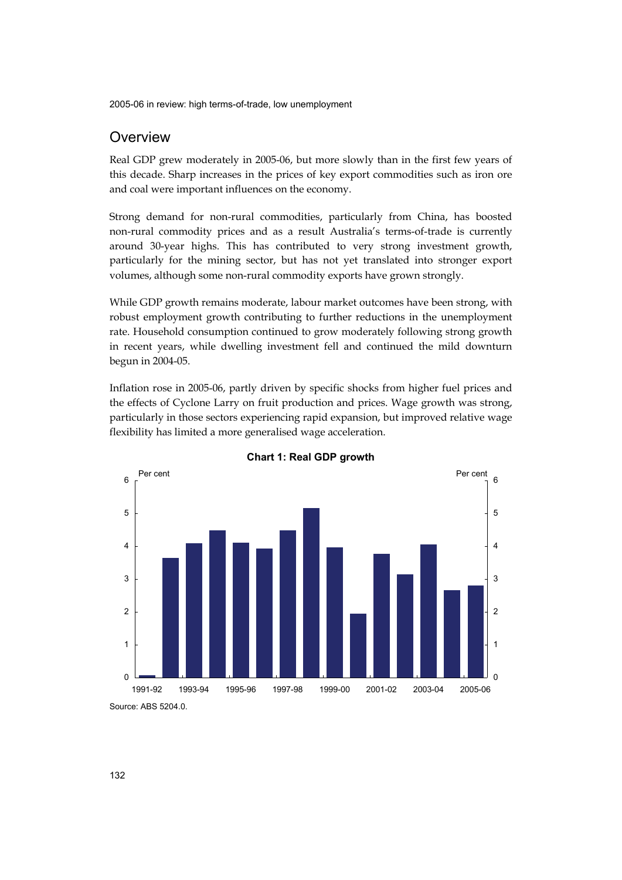## Overview

Real GDP grew moderately in 2005-06, but more slowly than in the first few years of this decade. Sharp increases in the prices of key export commodities such as iron ore and coal were important influences on the economy.

Strong demand for non-rural commodities, particularly from China, has boosted non-rural commodity prices and as a result Australia's terms-of-trade is currently around 30-year highs. This has contributed to very strong investment growth, particularly for the mining sector, but has not yet translated into stronger export volumes, although some non-rural commodity exports have grown strongly.

While GDP growth remains moderate, labour market outcomes have been strong, with robust employment growth contributing to further reductions in the unemployment rate. Household consumption continued to grow moderately following strong growth in recent years, while dwelling investment fell and continued the mild downturn begun in 2004-05.

Inflation rose in 2005-06, partly driven by specific shocks from higher fuel prices and the effects of Cyclone Larry on fruit production and prices. Wage growth was strong, particularly in those sectors experiencing rapid expansion, but improved relative wage flexibility has limited a more generalised wage acceleration.

**Chart 1: Real GDP growth**

Source: ABS 5204.0.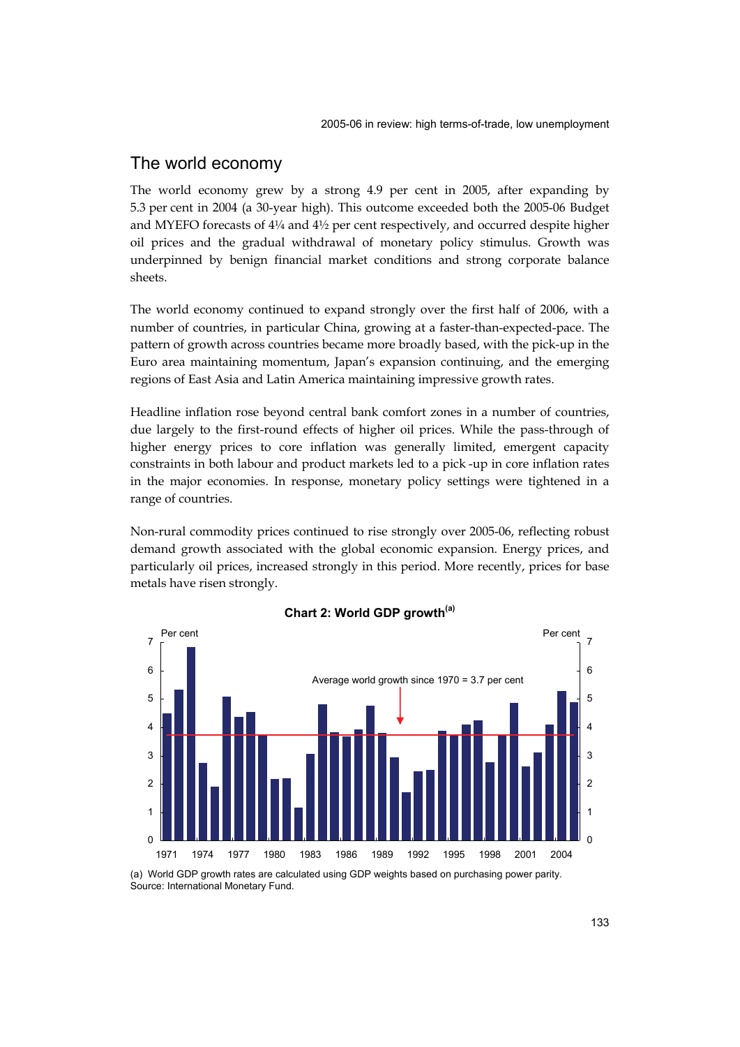## The world economy

The world economy grew by a strong 4.9 per cent in 2005, after expanding by 5.3 per cent in 2004 (a 30-year high). This outcome exceeded both the 2005-06 Budget and MYEFO forecasts of 4¼ and 4½ per cent respectively, and occurred despite higher oil prices and the gradual withdrawal of monetary policy stimulus. Growth was underpinned by benign financial market conditions and strong corporate balance sheets.

The world economy continued to expand strongly over the first half of 2006, with a number of countries, in particular China, growing at a faster-than-expected-pace. The pattern of growth across countries became more broadly based, with the pick-up in the Euro area maintaining momentum, Japan's expansion continuing, and the emerging regions of East Asia and Latin America maintaining impressive growth rates.

Headline inflation rose beyond central bank comfort zones in a number of countries, due largely to the first-round effects of higher oil prices. While the pass-through of higher energy prices to core inflation was generally limited, emergent capacity constraints in both labour and product markets led to a pick -up in core inflation rates in the major economies. In response, monetary policy settings were tightened in a range of countries.

Non-rural commodity prices continued to rise strongly over 2005-06, reflecting robust demand growth associated with the global economic expansion. Energy prices, and particularly oil prices, increased strongly in this period. More recently, prices for base metals have risen strongly.

**Chart 2: World GDP growth[(a)]**

(a) World GDP growth rates are calculated using GDP weights based on purchasing power parity.
Source: International Monetary Fund.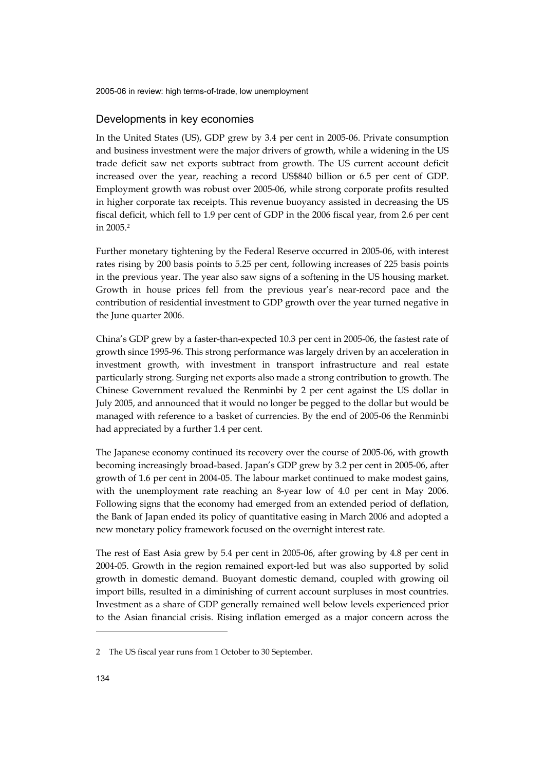## Developments in key economies

In the United States (US), GDP grew by 3.4 per cent in 2005-06. Private consumption and business investment were the major drivers of growth, while a widening in the US trade deficit saw net exports subtract from growth. The US current account deficit increased over the year, reaching a record US$840 billion or 6.5 per cent of GDP. Employment growth was robust over 2005-06, while strong corporate profits resulted in higher corporate tax receipts. This revenue buoyancy assisted in decreasing the US fiscal deficit, which fell to 1.9 per cent of GDP in the 2006 fiscal year, from 2.6 per cent in 2005.[2]

Further monetary tightening by the Federal Reserve occurred in 2005-06, with interest rates rising by 200 basis points to 5.25 per cent, following increases of 225 basis points in the previous year. The year also saw signs of a softening in the US housing market. Growth in house prices fell from the previous year's near-record pace and the contribution of residential investment to GDP growth over the year turned negative in the June quarter 2006.

China's GDP grew by a faster-than-expected 10.3 per cent in 2005-06, the fastest rate of growth since 1995-96. This strong performance was largely driven by an acceleration in investment growth, with investment in transport infrastructure and real estate particularly strong. Surging net exports also made a strong contribution to growth. The Chinese Government revalued the Renminbi by 2 per cent against the US dollar in July 2005, and announced that it would no longer be pegged to the dollar but would be managed with reference to a basket of currencies. By the end of 2005-06 the Renminbi had appreciated by a further 1.4 per cent.

The Japanese economy continued its recovery over the course of 2005-06, with growth becoming increasingly broad-based. Japan's GDP grew by 3.2 per cent in 2005-06, after growth of 1.6 per cent in 2004-05. The labour market continued to make modest gains, with the unemployment rate reaching an 8-year low of 4.0 per cent in May 2006. Following signs that the economy had emerged from an extended period of deflation, the Bank of Japan ended its policy of quantitative easing in March 2006 and adopted a new monetary policy framework focused on the overnight interest rate.

The rest of East Asia grew by 5.4 per cent in 2005-06, after growing by 4.8 per cent in 2004-05. Growth in the region remained export-led but was also supported by solid growth in domestic demand. Buoyant domestic demand, coupled with growing oil import bills, resulted in a diminishing of current account surpluses in most countries. Investment as a share of GDP generally remained well below levels experienced prior to the Asian financial crisis. Rising inflation emerged as a major concern across the

---

2 The US fiscal year runs from 1 October to 30 September.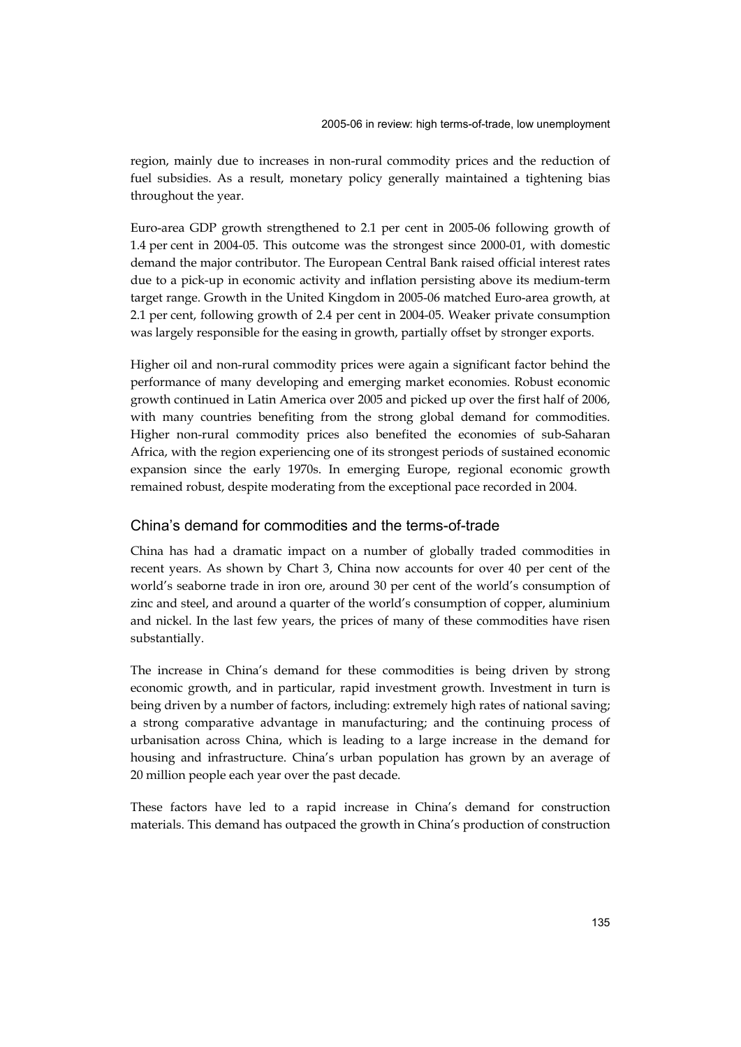region, mainly due to increases in non-rural commodity prices and the reduction of fuel subsidies. As a result, monetary policy generally maintained a tightening bias throughout the year.

Euro-area GDP growth strengthened to 2.1 per cent in 2005-06 following growth of 1.4 per cent in 2004-05. This outcome was the strongest since 2000-01, with domestic demand the major contributor. The European Central Bank raised official interest rates due to a pick-up in economic activity and inflation persisting above its medium-term target range. Growth in the United Kingdom in 2005-06 matched Euro-area growth, at 2.1 per cent, following growth of 2.4 per cent in 2004-05. Weaker private consumption was largely responsible for the easing in growth, partially offset by stronger exports.

Higher oil and non-rural commodity prices were again a significant factor behind the performance of many developing and emerging market economies. Robust economic growth continued in Latin America over 2005 and picked up over the first half of 2006, with many countries benefiting from the strong global demand for commodities. Higher non-rural commodity prices also benefited the economies of sub-Saharan Africa, with the region experiencing one of its strongest periods of sustained economic expansion since the early 1970s. In emerging Europe, regional economic growth remained robust, despite moderating from the exceptional pace recorded in 2004.

## China's demand for commodities and the terms-of-trade

China has had a dramatic impact on a number of globally traded commodities in recent years. As shown by Chart 3, China now accounts for over 40 per cent of the world's seaborne trade in iron ore, around 30 per cent of the world's consumption of zinc and steel, and around a quarter of the world's consumption of copper, aluminium and nickel. In the last few years, the prices of many of these commodities have risen substantially.

The increase in China's demand for these commodities is being driven by strong economic growth, and in particular, rapid investment growth. Investment in turn is being driven by a number of factors, including: extremely high rates of national saving; a strong comparative advantage in manufacturing; and the continuing process of urbanisation across China, which is leading to a large increase in the demand for housing and infrastructure. China's urban population has grown by an average of 20 million people each year over the past decade.

These factors have led to a rapid increase in China's demand for construction materials. This demand has outpaced the growth in China's production of construction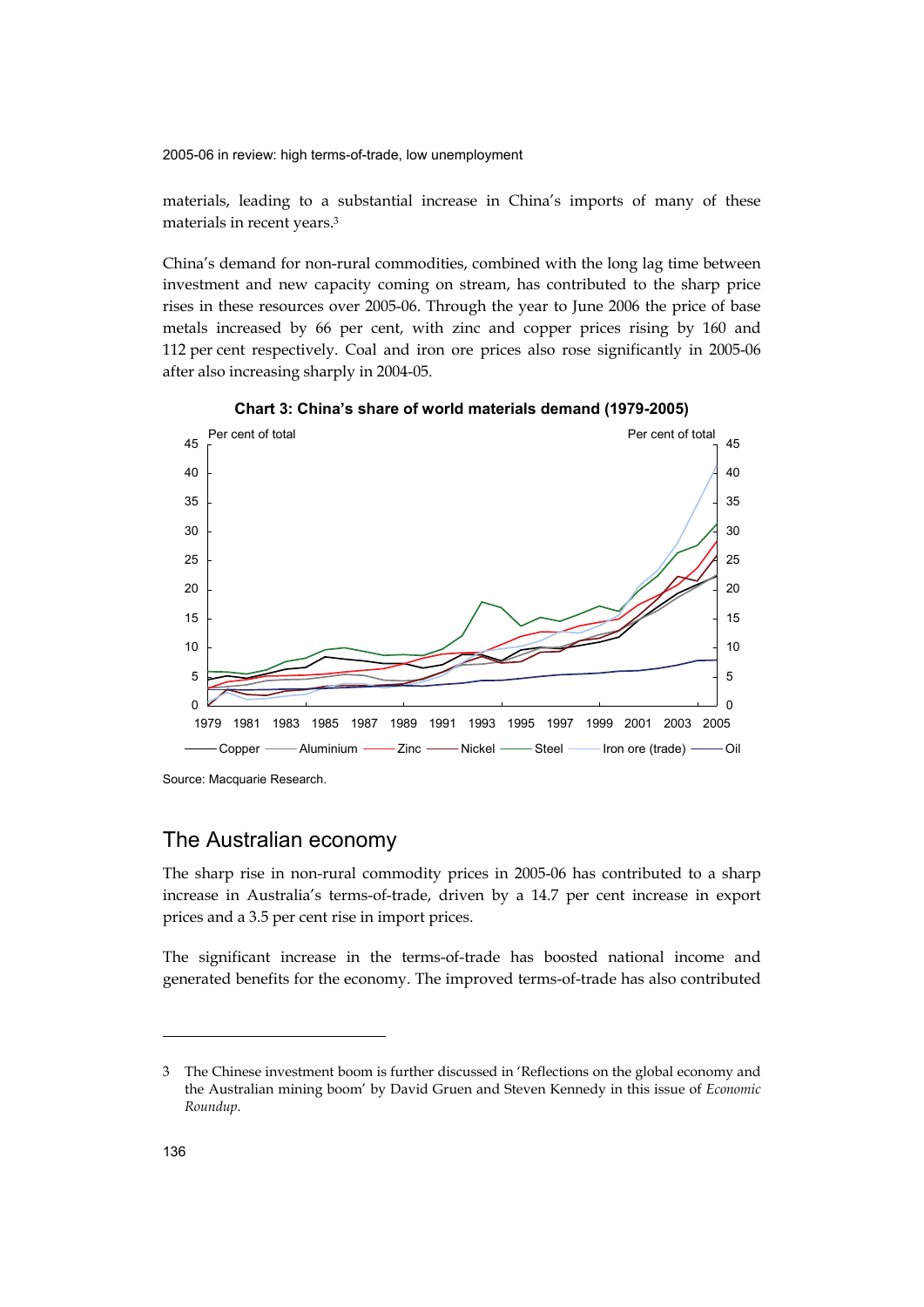materials, leading to a substantial increase in China's imports of many of these materials in recent years.[3]

China's demand for non-rural commodities, combined with the long lag time between investment and new capacity coming on stream, has contributed to the sharp price rises in these resources over 2005-06. Through the year to June 2006 the price of base metals increased by 66 per cent, with zinc and copper prices rising by 160 and 112 per cent respectively. Coal and iron ore prices also rose significantly in 2005-06 after also increasing sharply in 2004-05.

**Chart 3: China's share of world materials demand (1979-2005)**

Source: Macquarie Research.

## The Australian economy

The sharp rise in non-rural commodity prices in 2005-06 has contributed to a sharp increase in Australia's terms-of-trade, driven by a 14.7 per cent increase in export prices and a 3.5 per cent rise in import prices.

The significant increase in the terms-of-trade has boosted national income and generated benefits for the economy. The improved terms-of-trade has also contributed

---

3 The Chinese investment boom is further discussed in 'Reflections on the global economy and the Australian mining boom' by David Gruen and Steven Kennedy in this issue of *Economic Roundup*.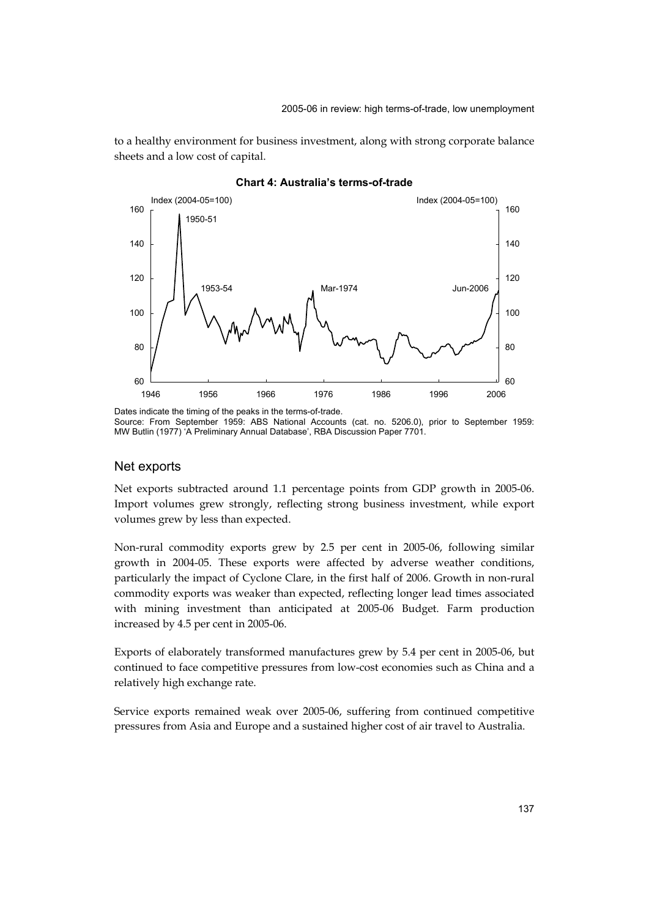to a healthy environment for business investment, along with strong corporate balance sheets and a low cost of capital.

**Chart 4: Australia's terms-of-trade**

Dates indicate the timing of the peaks in the terms-of-trade.
Source: From September 1959: ABS National Accounts (cat. no. 5206.0), prior to September 1959: MW Butlin (1977) 'A Preliminary Annual Database', RBA Discussion Paper 7701.

## Net exports

Net exports subtracted around 1.1 percentage points from GDP growth in 2005-06. Import volumes grew strongly, reflecting strong business investment, while export volumes grew by less than expected.

Non-rural commodity exports grew by 2.5 per cent in 2005-06, following similar growth in 2004-05. These exports were affected by adverse weather conditions, particularly the impact of Cyclone Clare, in the first half of 2006. Growth in non-rural commodity exports was weaker than expected, reflecting longer lead times associated with mining investment than anticipated at 2005-06 Budget. Farm production increased by 4.5 per cent in 2005-06.

Exports of elaborately transformed manufactures grew by 5.4 per cent in 2005-06, but continued to face competitive pressures from low-cost economies such as China and a relatively high exchange rate.

Service exports remained weak over 2005-06, suffering from continued competitive pressures from Asia and Europe and a sustained higher cost of air travel to Australia.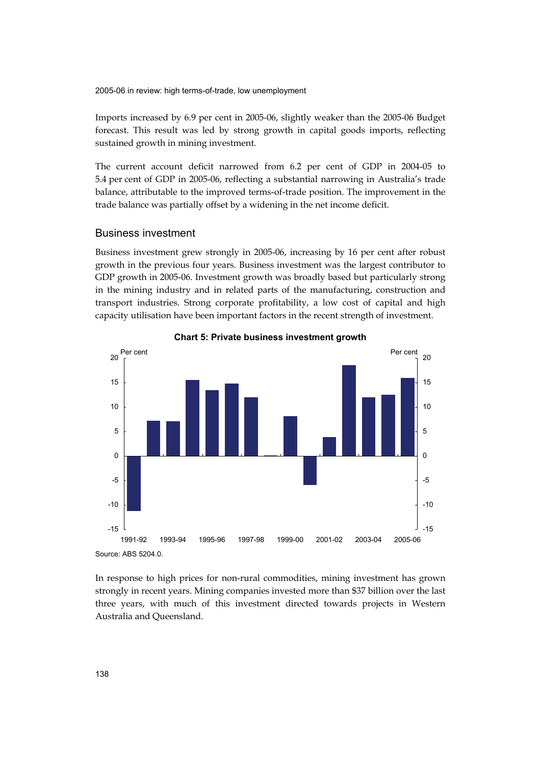Imports increased by 6.9 per cent in 2005-06, slightly weaker than the 2005-06 Budget forecast. This result was led by strong growth in capital goods imports, reflecting sustained growth in mining investment.

The current account deficit narrowed from 6.2 per cent of GDP in 2004-05 to 5.4 per cent of GDP in 2005-06, reflecting a substantial narrowing in Australia's trade balance, attributable to the improved terms-of-trade position. The improvement in the trade balance was partially offset by a widening in the net income deficit.

## Business investment

Business investment grew strongly in 2005-06, increasing by 16 per cent after robust growth in the previous four years. Business investment was the largest contributor to GDP growth in 2005-06. Investment growth was broadly based but particularly strong in the mining industry and in related parts of the manufacturing, construction and transport industries. Strong corporate profitability, a low cost of capital and high capacity utilisation have been important factors in the recent strength of investment.

**Chart 5: Private business investment growth**

Source: ABS 5204.0.

In response to high prices for non-rural commodities, mining investment has grown strongly in recent years. Mining companies invested more than $37 billion over the last three years, with much of this investment directed towards projects in Western Australia and Queensland.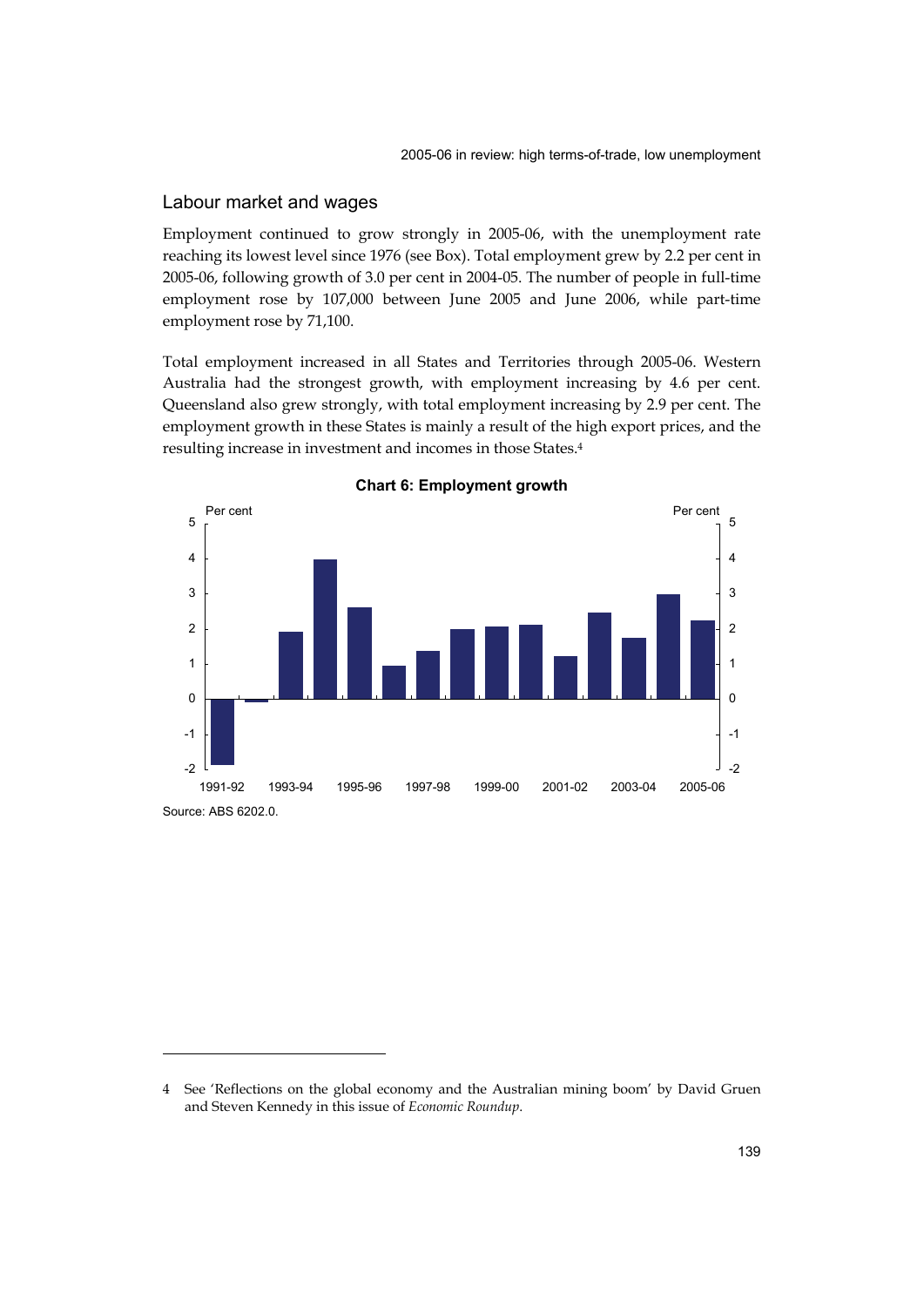## Labour market and wages

Employment continued to grow strongly in 2005-06, with the unemployment rate reaching its lowest level since 1976 (see Box). Total employment grew by 2.2 per cent in 2005-06, following growth of 3.0 per cent in 2004-05. The number of people in full-time employment rose by 107,000 between June 2005 and June 2006, while part-time employment rose by 71,100.

Total employment increased in all States and Territories through 2005-06. Western Australia had the strongest growth, with employment increasing by 4.6 per cent. Queensland also grew strongly, with total employment increasing by 2.9 per cent. The employment growth in these States is mainly a result of the high export prices, and the resulting increase in investment and incomes in those States.[4]

**Chart 6: Employment growth**

Source: ABS 6202.0.

---

4 See 'Reflections on the global economy and the Australian mining boom' by David Gruen and Steven Kennedy in this issue of *Economic Roundup*.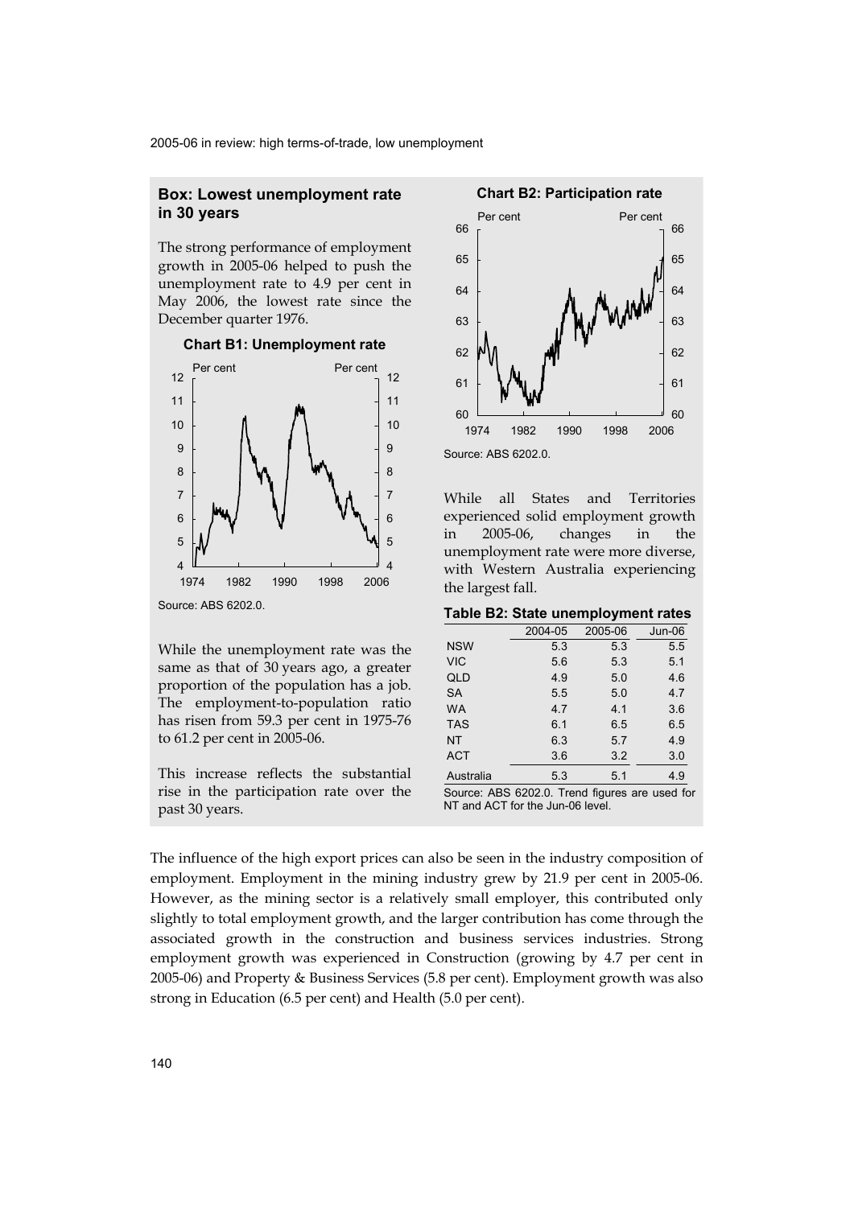### Box: Lowest unemployment rate in 30 years

The strong performance of employment growth in 2005-06 helped to push the unemployment rate to 4.9 per cent in May 2006, the lowest rate since the December quarter 1976.

**Chart B1: Unemployment rate**

Source: ABS 6202.0.

While the unemployment rate was the same as that of 30 years ago, a greater proportion of the population has a job. The employment-to-population ratio has risen from 59.3 per cent in 1975-76 to 61.2 per cent in 2005-06.

This increase reflects the substantial rise in the participation rate over the past 30 years.

**Chart B2: Participation rate**

Source: ABS 6202.0.

While all States and Territories experienced solid employment growth in 2005-06, changes in the unemployment rate were more diverse, with Western Australia experiencing the largest fall.

**Table B2: State unemployment rates**

| | 2004-05 | 2005-06 | Jun-06 |
|---|---|---|---|
| NSW | 5.3 | 5.3 | 5.5 |
| VIC | 5.6 | 5.3 | 5.1 |
| QLD | 4.9 | 5.0 | 4.6 |
| SA | 5.5 | 5.0 | 4.7 |
| WA | 4.7 | 4.1 | 3.6 |
| TAS | 6.1 | 6.5 | 6.5 |
| NT | 6.3 | 5.7 | 4.9 |
| ACT | 3.6 | 3.2 | 3.0 |
| Australia | 5.3 | 5.1 | 4.9 |

Source: ABS 6202.0. Trend figures are used for NT and ACT for the Jun-06 level.

The influence of the high export prices can also be seen in the industry composition of employment. Employment in the mining industry grew by 21.9 per cent in 2005-06. However, as the mining sector is a relatively small employer, this contributed only slightly to total employment growth, and the larger contribution has come through the associated growth in the construction and business services industries. Strong employment growth was experienced in Construction (growing by 4.7 per cent in 2005-06) and Property & Business Services (5.8 per cent). Employment growth was also strong in Education (6.5 per cent) and Health (5.0 per cent).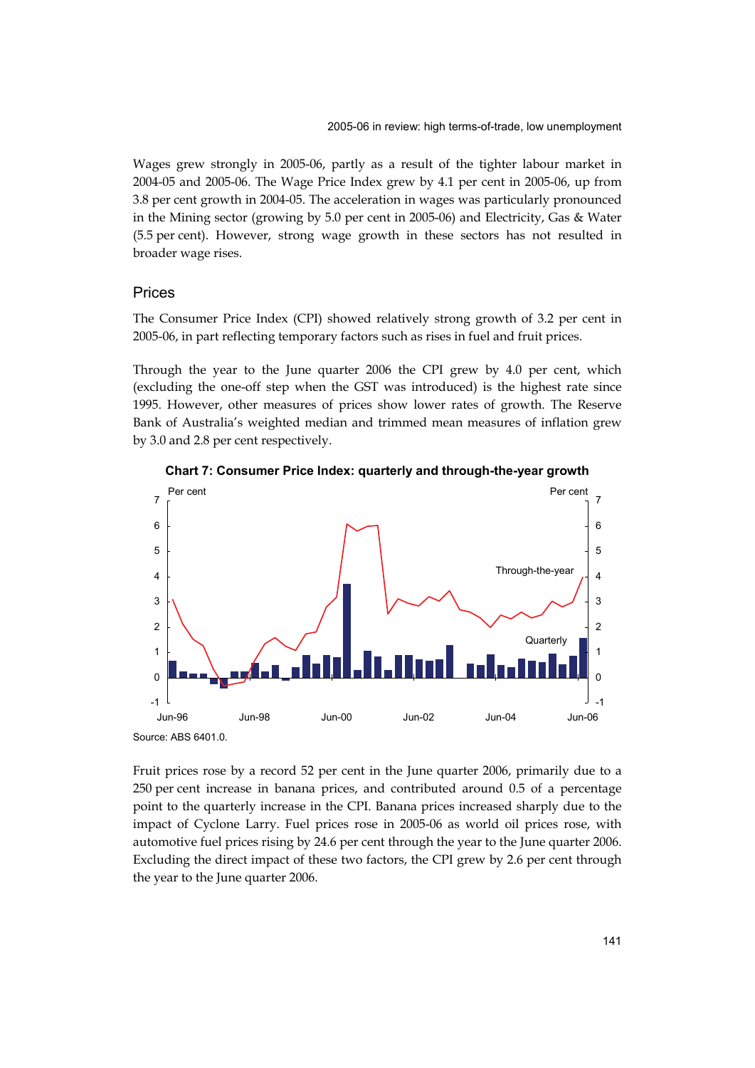Wages grew strongly in 2005-06, partly as a result of the tighter labour market in 2004-05 and 2005-06. The Wage Price Index grew by 4.1 per cent in 2005-06, up from 3.8 per cent growth in 2004-05. The acceleration in wages was particularly pronounced in the Mining sector (growing by 5.0 per cent in 2005-06) and Electricity, Gas & Water (5.5 per cent). However, strong wage growth in these sectors has not resulted in broader wage rises.

## Prices

The Consumer Price Index (CPI) showed relatively strong growth of 3.2 per cent in 2005-06, in part reflecting temporary factors such as rises in fuel and fruit prices.

Through the year to the June quarter 2006 the CPI grew by 4.0 per cent, which (excluding the one-off step when the GST was introduced) is the highest rate since 1995. However, other measures of prices show lower rates of growth. The Reserve Bank of Australia's weighted median and trimmed mean measures of inflation grew by 3.0 and 2.8 per cent respectively.

**Chart 7: Consumer Price Index: quarterly and through-the-year growth**

Source: ABS 6401.0.

Fruit prices rose by a record 52 per cent in the June quarter 2006, primarily due to a 250 per cent increase in banana prices, and contributed around 0.5 of a percentage point to the quarterly increase in the CPI. Banana prices increased sharply due to the impact of Cyclone Larry. Fuel prices rose in 2005-06 as world oil prices rose, with automotive fuel prices rising by 24.6 per cent through the year to the June quarter 2006. Excluding the direct impact of these two factors, the CPI grew by 2.6 per cent through the year to the June quarter 2006.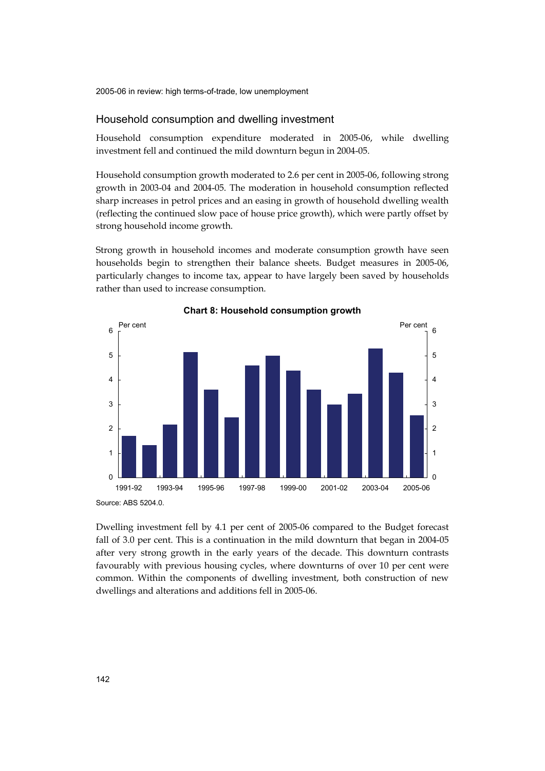## Household consumption and dwelling investment

Household consumption expenditure moderated in 2005-06, while dwelling investment fell and continued the mild downturn begun in 2004-05.

Household consumption growth moderated to 2.6 per cent in 2005-06, following strong growth in 2003-04 and 2004-05. The moderation in household consumption reflected sharp increases in petrol prices and an easing in growth of household dwelling wealth (reflecting the continued slow pace of house price growth), which were partly offset by strong household income growth.

Strong growth in household incomes and moderate consumption growth have seen households begin to strengthen their balance sheets. Budget measures in 2005-06, particularly changes to income tax, appear to have largely been saved by households rather than used to increase consumption.

**Chart 8: Household consumption growth**

Source: ABS 5204.0.

Dwelling investment fell by 4.1 per cent of 2005-06 compared to the Budget forecast fall of 3.0 per cent. This is a continuation in the mild downturn that began in 2004-05 after very strong growth in the early years of the decade. This downturn contrasts favourably with previous housing cycles, where downturns of over 10 per cent were common. Within the components of dwelling investment, both construction of new dwellings and alterations and additions fell in 2005-06.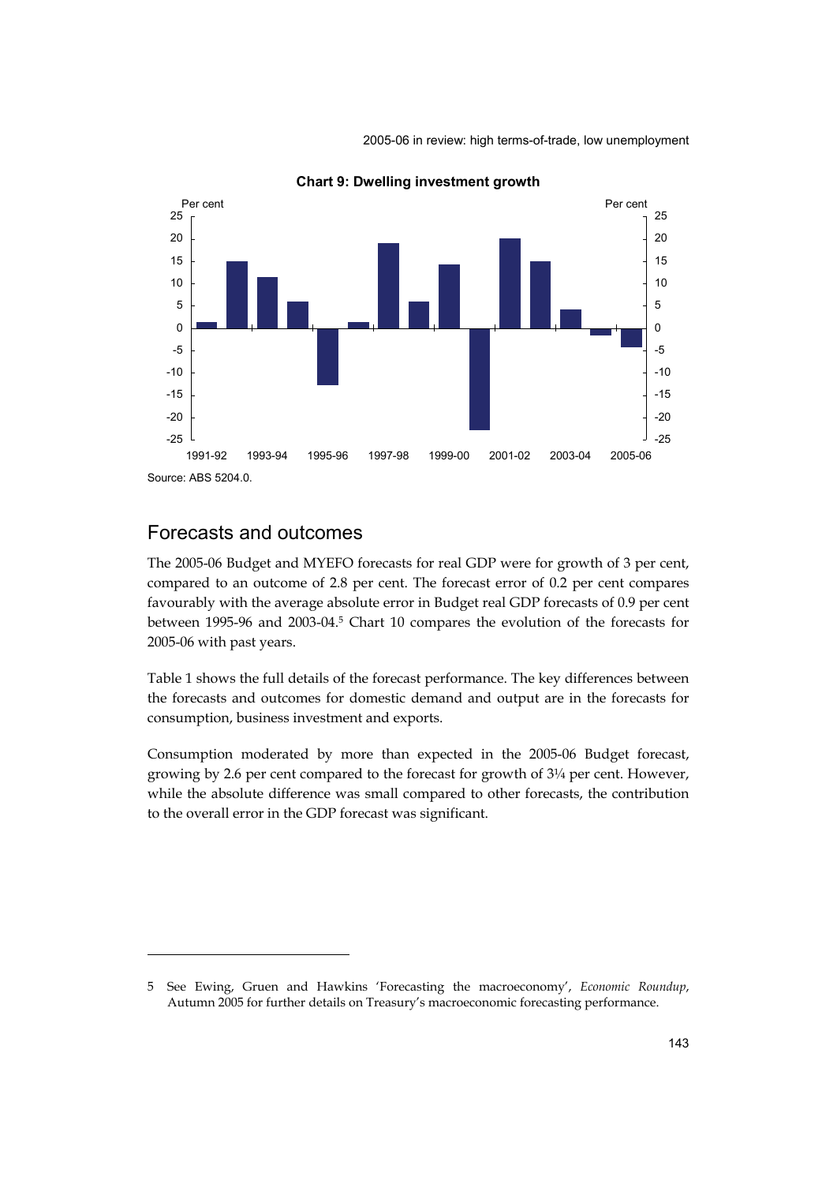**Chart 9: Dwelling investment growth**

Source: ABS 5204.0.

## Forecasts and outcomes

The 2005-06 Budget and MYEFO forecasts for real GDP were for growth of 3 per cent, compared to an outcome of 2.8 per cent. The forecast error of 0.2 per cent compares favourably with the average absolute error in Budget real GDP forecasts of 0.9 per cent between 1995-96 and 2003-04.[5] Chart 10 compares the evolution of the forecasts for 2005-06 with past years.

Table 1 shows the full details of the forecast performance. The key differences between the forecasts and outcomes for domestic demand and output are in the forecasts for consumption, business investment and exports.

Consumption moderated by more than expected in the 2005-06 Budget forecast, growing by 2.6 per cent compared to the forecast for growth of 3¼ per cent. However, while the absolute difference was small compared to other forecasts, the contribution to the overall error in the GDP forecast was significant.

---

5 See Ewing, Gruen and Hawkins 'Forecasting the macroeconomy', *Economic Roundup*, Autumn 2005 for further details on Treasury's macroeconomic forecasting performance.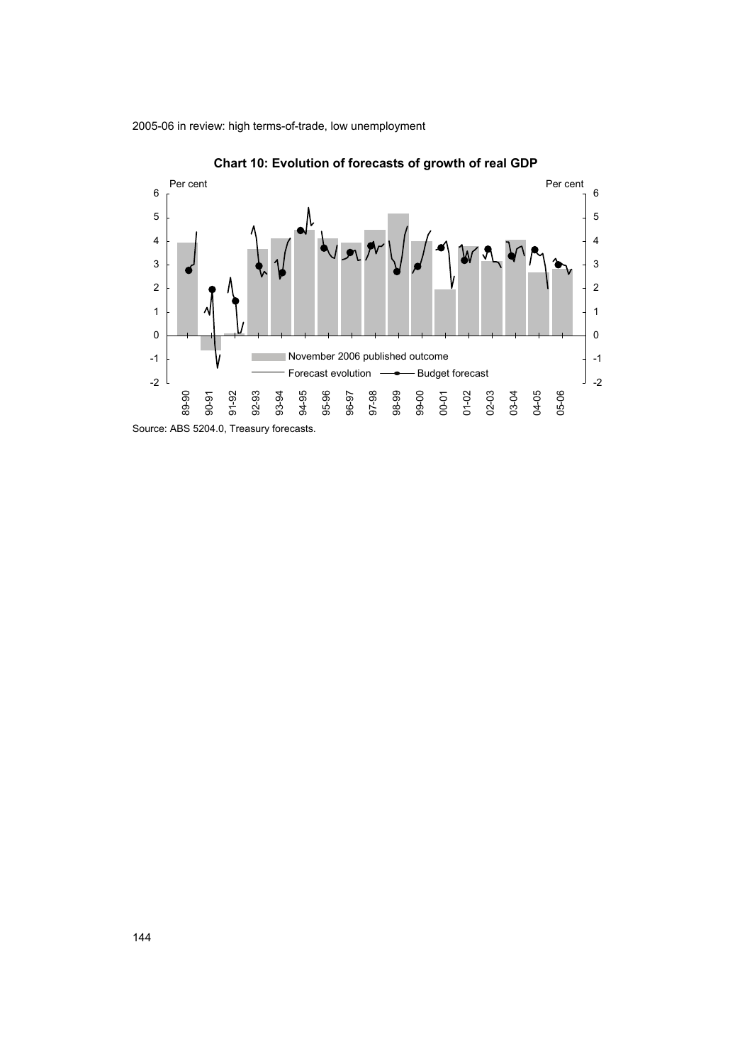**Chart 10: Evolution of forecasts of growth of real GDP**

Source: ABS 5204.0, Treasury forecasts.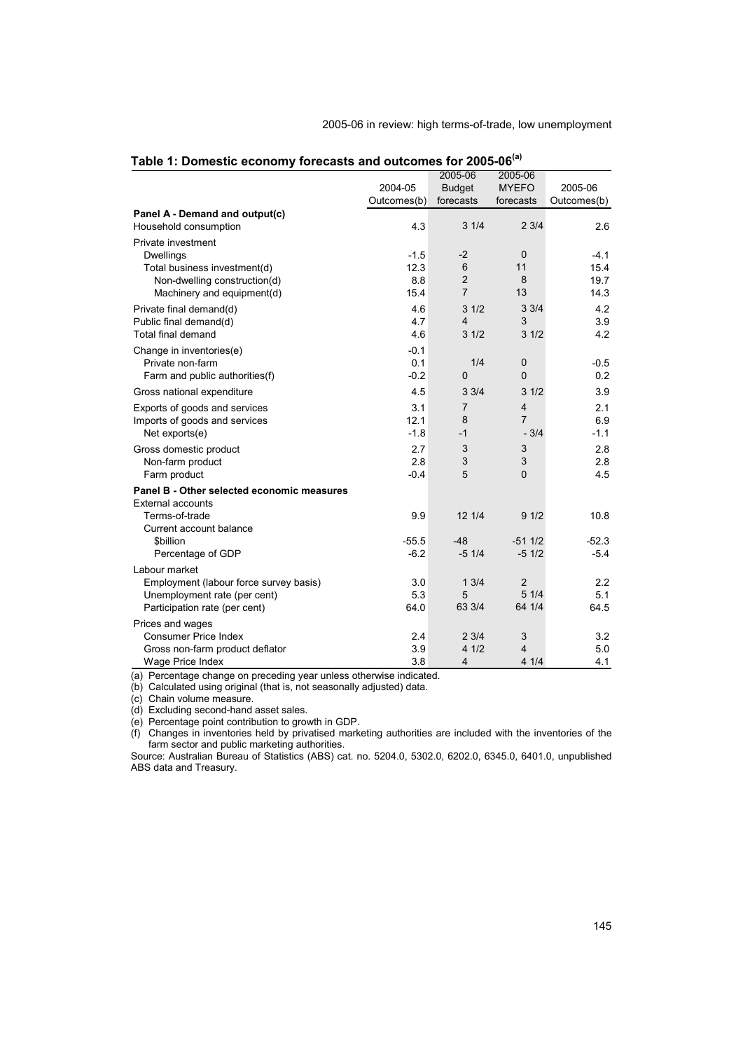## Table 1: Domestic economy forecasts and outcomes for 2005-06[(a)]

| | 2004-05 Outcomes(b) | 2005-06 Budget forecasts | 2005-06 MYEFO forecasts | 2005-06 Outcomes(b) |
|---|---|---|---|---|
| **Panel A - Demand and output(c)** | | | | |
| Household consumption | 4.3 | 3 1/4 | 2 3/4 | 2.6 |
| Private investment | | | | |
| Dwellings | -1.5 | -2 | 0 | -4.1 |
| Total business investment(d) | 12.3 | 6 | 11 | 15.4 |
| Non-dwelling construction(d) | 8.8 | 2 | 8 | 19.7 |
| Machinery and equipment(d) | 15.4 | 7 | 13 | 14.3 |
| Private final demand(d) | 4.6 | 3 1/2 | 3 3/4 | 4.2 |
| Public final demand(d) | 4.7 | 4 | 3 | 3.9 |
| Total final demand | 4.6 | 3 1/2 | 3 1/2 | 4.2 |
| Change in inventories(e) | -0.1 | | | |
| Private non-farm | 0.1 | 1/4 | 0 | -0.5 |
| Farm and public authorities(f) | -0.2 | 0 | 0 | 0.2 |
| Gross national expenditure | 4.5 | 3 3/4 | 3 1/2 | 3.9 |
| Exports of goods and services | 3.1 | 7 | 4 | 2.1 |
| Imports of goods and services | 12.1 | 8 | 7 | 6.9 |
| Net exports(e) | -1.8 | -1 | - 3/4 | -1.1 |
| Gross domestic product | 2.7 | 3 | 3 | 2.8 |
| Non-farm product | 2.8 | 3 | 3 | 2.8 |
| Farm product | -0.4 | 5 | 0 | 4.5 |
| **Panel B - Other selected economic measures** | | | | |
| External accounts | | | | |
| Terms-of-trade | 9.9 | 12 1/4 | 9 1/2 | 10.8 |
| Current account balance | | | | |
| $billion | -55.5 | -48 | -51 1/2 | -52.3 |
| Percentage of GDP | -6.2 | -5 1/4 | -5 1/2 | -5.4 |
| Labour market | | | | |
| Employment (labour force survey basis) | 3.0 | 1 3/4 | 2 | 2.2 |
| Unemployment rate (per cent) | 5.3 | 5 | 5 1/4 | 5.1 |
| Participation rate (per cent) | 64.0 | 63 3/4 | 64 1/4 | 64.5 |
| Prices and wages | | | | |
| Consumer Price Index | 2.4 | 2 3/4 | 3 | 3.2 |
| Gross non-farm product deflator | 3.9 | 4 1/2 | 4 | 5.0 |
| Wage Price Index | 3.8 | 4 | 4 1/4 | 4.1 |

(a) Percentage change on preceding year unless otherwise indicated.
(b) Calculated using original (that is, not seasonally adjusted) data.
(c) Chain volume measure.
(d) Excluding second-hand asset sales.
(e) Percentage point contribution to growth in GDP.
(f) Changes in inventories held by privatised marketing authorities are included with the inventories of the farm sector and public marketing authorities.

Source: Australian Bureau of Statistics (ABS) cat. no. 5204.0, 5302.0, 6202.0, 6345.0, 6401.0, unpublished ABS data and Treasury.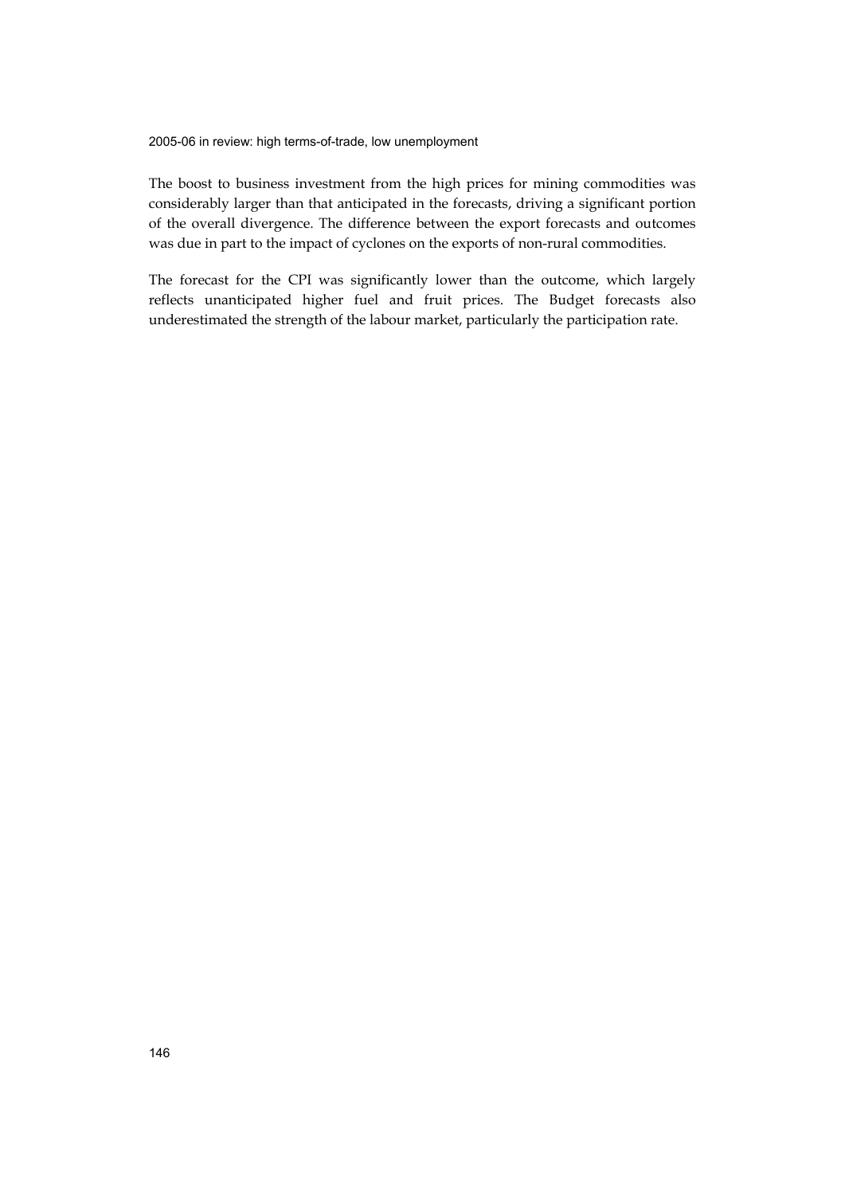The boost to business investment from the high prices for mining commodities was considerably larger than that anticipated in the forecasts, driving a significant portion of the overall divergence. The difference between the export forecasts and outcomes was due in part to the impact of cyclones on the exports of non-rural commodities.

The forecast for the CPI was significantly lower than the outcome, which largely reflects unanticipated higher fuel and fruit prices. The Budget forecasts also underestimated the strength of the labour market, particularly the participation rate.